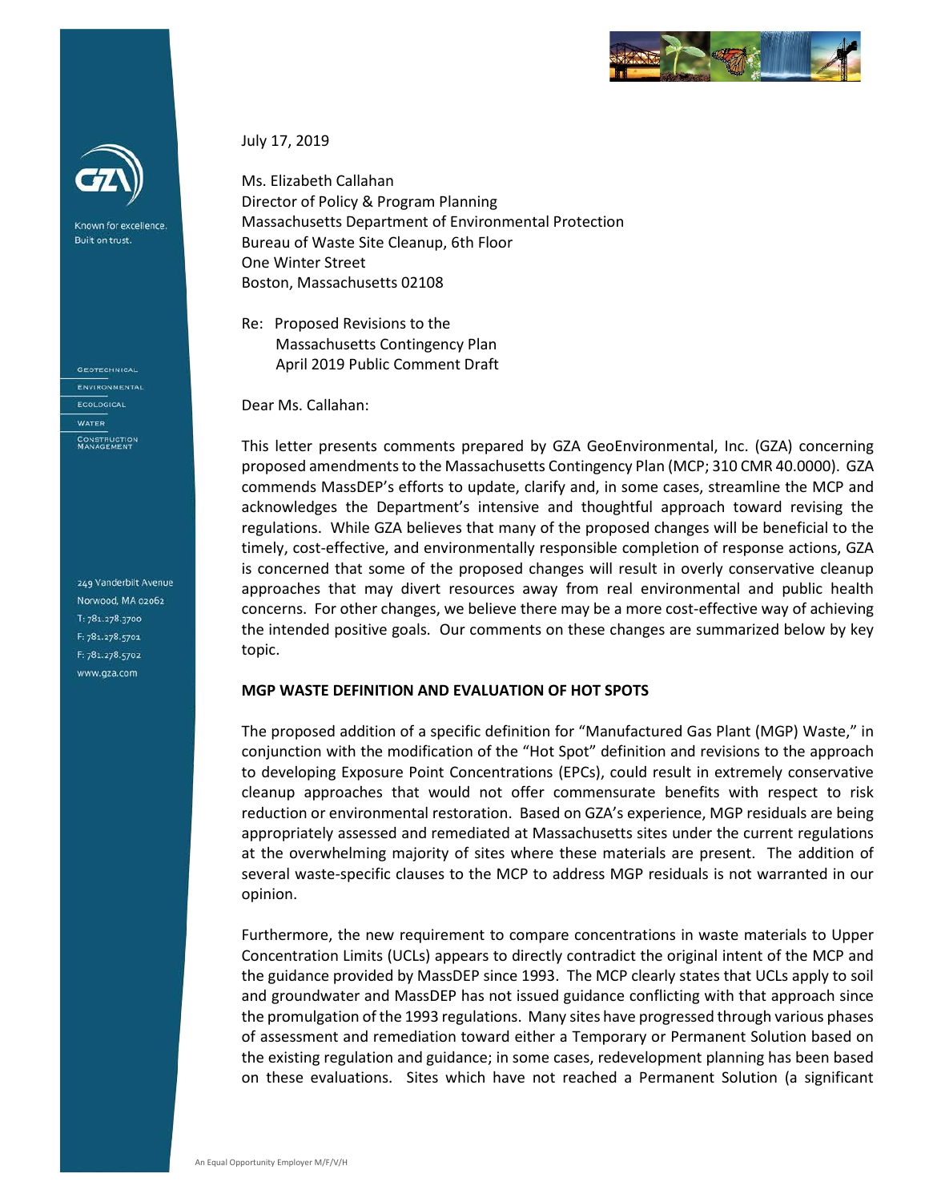July 17, 2019

Ms. Elizabeth Callahan
Director of Policy & Program Planning
Massachusetts Department of Environmental Protection
Bureau of Waste Site Cleanup, 6th Floor
One Winter Street
Boston, Massachusetts 02108

Re: Proposed Revisions to the
Massachusetts Contingency Plan
April 2019 Public Comment Draft

Dear Ms. Callahan:

This letter presents comments prepared by GZA GeoEnvironmental, Inc. (GZA) concerning proposed amendments to the Massachusetts Contingency Plan (MCP; 310 CMR 40.0000). GZA commends MassDEP's efforts to update, clarify and, in some cases, streamline the MCP and acknowledges the Department's intensive and thoughtful approach toward revising the regulations. While GZA believes that many of the proposed changes will be beneficial to the timely, cost-effective, and environmentally responsible completion of response actions, GZA is concerned that some of the proposed changes will result in overly conservative cleanup approaches that may divert resources away from real environmental and public health concerns. For other changes, we believe there may be a more cost-effective way of achieving the intended positive goals. Our comments on these changes are summarized below by key topic.

**MGP WASTE DEFINITION AND EVALUATION OF HOT SPOTS**

The proposed addition of a specific definition for "Manufactured Gas Plant (MGP) Waste," in conjunction with the modification of the "Hot Spot" definition and revisions to the approach to developing Exposure Point Concentrations (EPCs), could result in extremely conservative cleanup approaches that would not offer commensurate benefits with respect to risk reduction or environmental restoration. Based on GZA's experience, MGP residuals are being appropriately assessed and remediated at Massachusetts sites under the current regulations at the overwhelming majority of sites where these materials are present. The addition of several waste-specific clauses to the MCP to address MGP residuals is not warranted in our opinion.

Furthermore, the new requirement to compare concentrations in waste materials to Upper Concentration Limits (UCLs) appears to directly contradict the original intent of the MCP and the guidance provided by MassDEP since 1993. The MCP clearly states that UCLs apply to soil and groundwater and MassDEP has not issued guidance conflicting with that approach since the promulgation of the 1993 regulations. Many sites have progressed through various phases of assessment and remediation toward either a Temporary or Permanent Solution based on the existing regulation and guidance; in some cases, redevelopment planning has been based on these evaluations. Sites which have not reached a Permanent Solution (a significant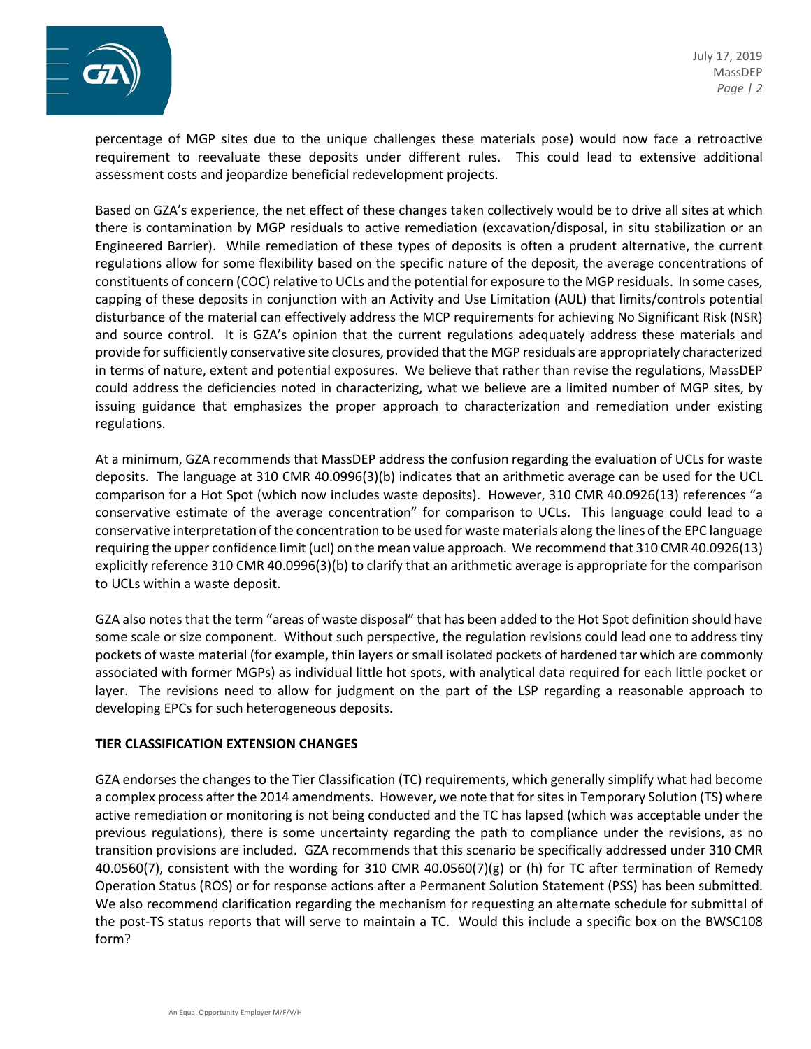percentage of MGP sites due to the unique challenges these materials pose) would now face a retroactive requirement to reevaluate these deposits under different rules. This could lead to extensive additional assessment costs and jeopardize beneficial redevelopment projects.

Based on GZA's experience, the net effect of these changes taken collectively would be to drive all sites at which there is contamination by MGP residuals to active remediation (excavation/disposal, in situ stabilization or an Engineered Barrier). While remediation of these types of deposits is often a prudent alternative, the current regulations allow for some flexibility based on the specific nature of the deposit, the average concentrations of constituents of concern (COC) relative to UCLs and the potential for exposure to the MGP residuals. In some cases, capping of these deposits in conjunction with an Activity and Use Limitation (AUL) that limits/controls potential disturbance of the material can effectively address the MCP requirements for achieving No Significant Risk (NSR) and source control. It is GZA's opinion that the current regulations adequately address these materials and provide for sufficiently conservative site closures, provided that the MGP residuals are appropriately characterized in terms of nature, extent and potential exposures. We believe that rather than revise the regulations, MassDEP could address the deficiencies noted in characterizing, what we believe are a limited number of MGP sites, by issuing guidance that emphasizes the proper approach to characterization and remediation under existing regulations.

At a minimum, GZA recommends that MassDEP address the confusion regarding the evaluation of UCLs for waste deposits. The language at 310 CMR 40.0996(3)(b) indicates that an arithmetic average can be used for the UCL comparison for a Hot Spot (which now includes waste deposits). However, 310 CMR 40.0926(13) references "a conservative estimate of the average concentration" for comparison to UCLs. This language could lead to a conservative interpretation of the concentration to be used for waste materials along the lines of the EPC language requiring the upper confidence limit (ucl) on the mean value approach. We recommend that 310 CMR 40.0926(13) explicitly reference 310 CMR 40.0996(3)(b) to clarify that an arithmetic average is appropriate for the comparison to UCLs within a waste deposit.

GZA also notes that the term "areas of waste disposal" that has been added to the Hot Spot definition should have some scale or size component. Without such perspective, the regulation revisions could lead one to address tiny pockets of waste material (for example, thin layers or small isolated pockets of hardened tar which are commonly associated with former MGPs) as individual little hot spots, with analytical data required for each little pocket or layer. The revisions need to allow for judgment on the part of the LSP regarding a reasonable approach to developing EPCs for such heterogeneous deposits.

**TIER CLASSIFICATION EXTENSION CHANGES**

GZA endorses the changes to the Tier Classification (TC) requirements, which generally simplify what had become a complex process after the 2014 amendments. However, we note that for sites in Temporary Solution (TS) where active remediation or monitoring is not being conducted and the TC has lapsed (which was acceptable under the previous regulations), there is some uncertainty regarding the path to compliance under the revisions, as no transition provisions are included. GZA recommends that this scenario be specifically addressed under 310 CMR 40.0560(7), consistent with the wording for 310 CMR 40.0560(7)(g) or (h) for TC after termination of Remedy Operation Status (ROS) or for response actions after a Permanent Solution Statement (PSS) has been submitted. We also recommend clarification regarding the mechanism for requesting an alternate schedule for submittal of the post-TS status reports that will serve to maintain a TC. Would this include a specific box on the BWSC108 form?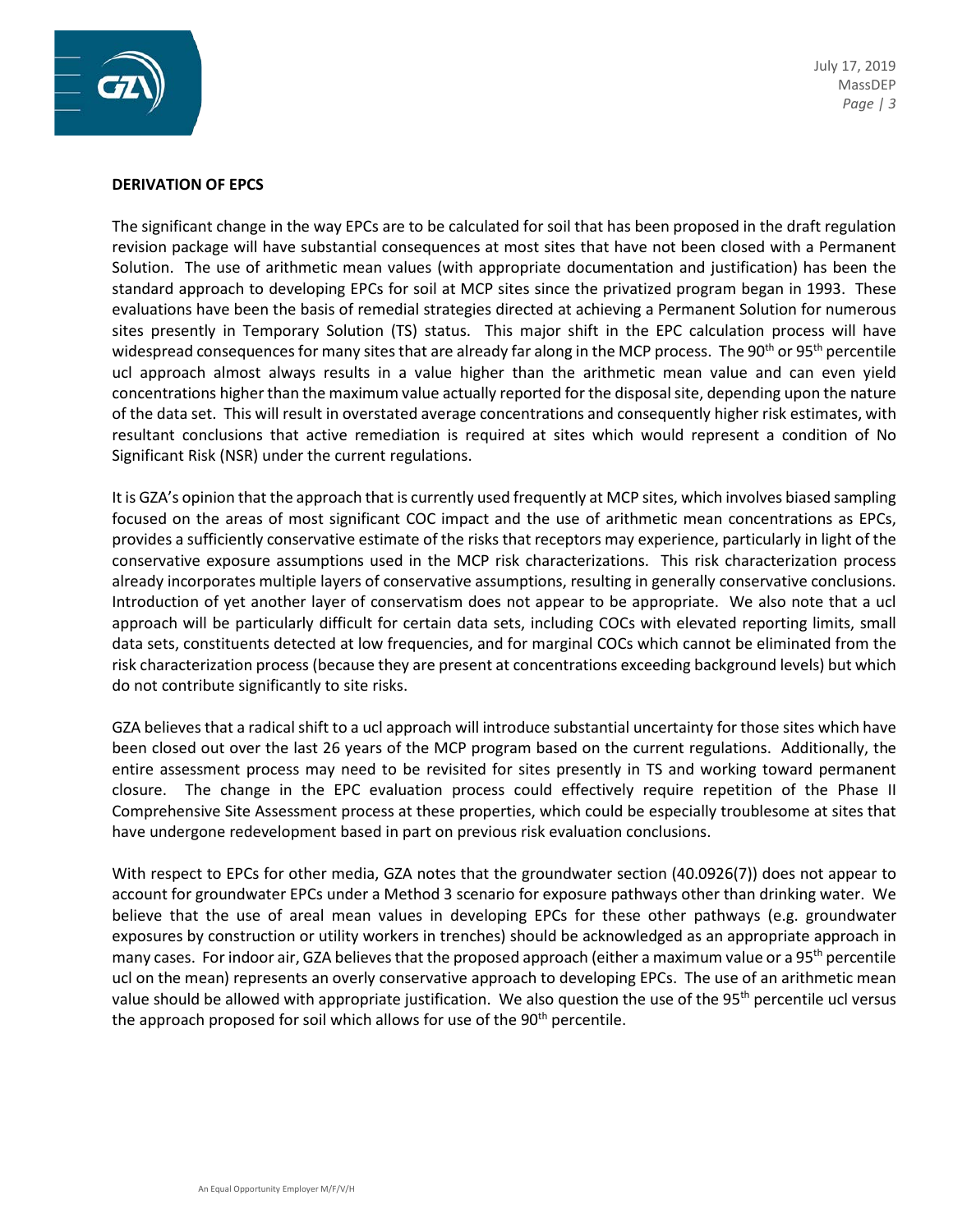**DERIVATION OF EPCS**

The significant change in the way EPCs are to be calculated for soil that has been proposed in the draft regulation revision package will have substantial consequences at most sites that have not been closed with a Permanent Solution. The use of arithmetic mean values (with appropriate documentation and justification) has been the standard approach to developing EPCs for soil at MCP sites since the privatized program began in 1993. These evaluations have been the basis of remedial strategies directed at achieving a Permanent Solution for numerous sites presently in Temporary Solution (TS) status. This major shift in the EPC calculation process will have widespread consequences for many sites that are already far along in the MCP process. The 90th or 95th percentile ucl approach almost always results in a value higher than the arithmetic mean value and can even yield concentrations higher than the maximum value actually reported for the disposal site, depending upon the nature of the data set. This will result in overstated average concentrations and consequently higher risk estimates, with resultant conclusions that active remediation is required at sites which would represent a condition of No Significant Risk (NSR) under the current regulations.

It is GZA's opinion that the approach that is currently used frequently at MCP sites, which involves biased sampling focused on the areas of most significant COC impact and the use of arithmetic mean concentrations as EPCs, provides a sufficiently conservative estimate of the risks that receptors may experience, particularly in light of the conservative exposure assumptions used in the MCP risk characterizations. This risk characterization process already incorporates multiple layers of conservative assumptions, resulting in generally conservative conclusions. Introduction of yet another layer of conservatism does not appear to be appropriate. We also note that a ucl approach will be particularly difficult for certain data sets, including COCs with elevated reporting limits, small data sets, constituents detected at low frequencies, and for marginal COCs which cannot be eliminated from the risk characterization process (because they are present at concentrations exceeding background levels) but which do not contribute significantly to site risks.

GZA believes that a radical shift to a ucl approach will introduce substantial uncertainty for those sites which have been closed out over the last 26 years of the MCP program based on the current regulations. Additionally, the entire assessment process may need to be revisited for sites presently in TS and working toward permanent closure. The change in the EPC evaluation process could effectively require repetition of the Phase II Comprehensive Site Assessment process at these properties, which could be especially troublesome at sites that have undergone redevelopment based in part on previous risk evaluation conclusions.

With respect to EPCs for other media, GZA notes that the groundwater section (40.0926(7)) does not appear to account for groundwater EPCs under a Method 3 scenario for exposure pathways other than drinking water. We believe that the use of areal mean values in developing EPCs for these other pathways (e.g. groundwater exposures by construction or utility workers in trenches) should be acknowledged as an appropriate approach in many cases. For indoor air, GZA believes that the proposed approach (either a maximum value or a 95th percentile ucl on the mean) represents an overly conservative approach to developing EPCs. The use of an arithmetic mean value should be allowed with appropriate justification. We also question the use of the 95th percentile ucl versus the approach proposed for soil which allows for use of the 90th percentile.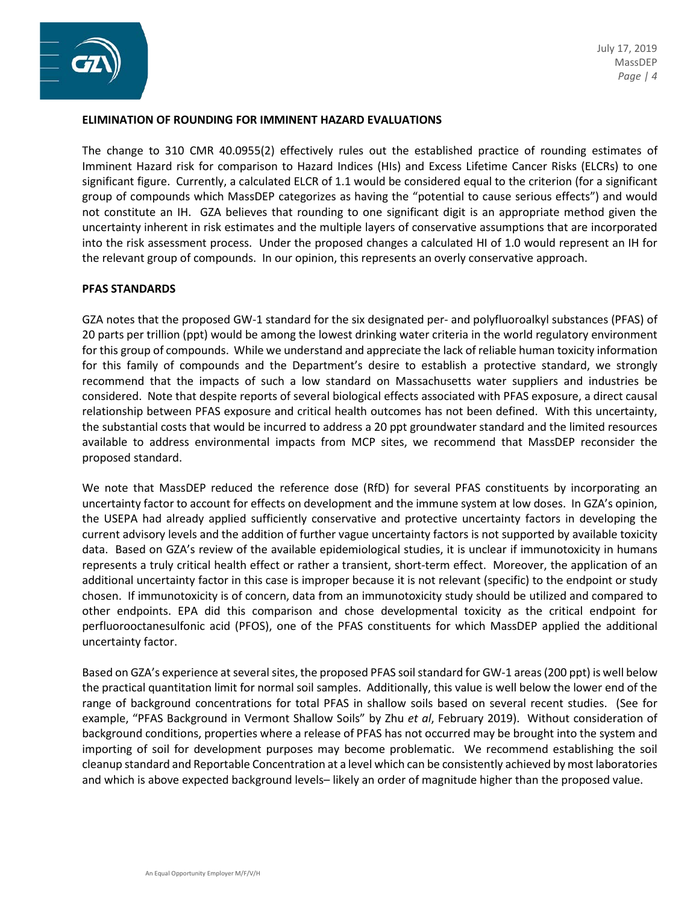**ELIMINATION OF ROUNDING FOR IMMINENT HAZARD EVALUATIONS**

The change to 310 CMR 40.0955(2) effectively rules out the established practice of rounding estimates of Imminent Hazard risk for comparison to Hazard Indices (HIs) and Excess Lifetime Cancer Risks (ELCRs) to one significant figure. Currently, a calculated ELCR of 1.1 would be considered equal to the criterion (for a significant group of compounds which MassDEP categorizes as having the "potential to cause serious effects") and would not constitute an IH. GZA believes that rounding to one significant digit is an appropriate method given the uncertainty inherent in risk estimates and the multiple layers of conservative assumptions that are incorporated into the risk assessment process. Under the proposed changes a calculated HI of 1.0 would represent an IH for the relevant group of compounds. In our opinion, this represents an overly conservative approach.

**PFAS STANDARDS**

GZA notes that the proposed GW-1 standard for the six designated per- and polyfluoroalkyl substances (PFAS) of 20 parts per trillion (ppt) would be among the lowest drinking water criteria in the world regulatory environment for this group of compounds. While we understand and appreciate the lack of reliable human toxicity information for this family of compounds and the Department's desire to establish a protective standard, we strongly recommend that the impacts of such a low standard on Massachusetts water suppliers and industries be considered. Note that despite reports of several biological effects associated with PFAS exposure, a direct causal relationship between PFAS exposure and critical health outcomes has not been defined. With this uncertainty, the substantial costs that would be incurred to address a 20 ppt groundwater standard and the limited resources available to address environmental impacts from MCP sites, we recommend that MassDEP reconsider the proposed standard.

We note that MassDEP reduced the reference dose (RfD) for several PFAS constituents by incorporating an uncertainty factor to account for effects on development and the immune system at low doses. In GZA's opinion, the USEPA had already applied sufficiently conservative and protective uncertainty factors in developing the current advisory levels and the addition of further vague uncertainty factors is not supported by available toxicity data. Based on GZA's review of the available epidemiological studies, it is unclear if immunotoxicity in humans represents a truly critical health effect or rather a transient, short-term effect. Moreover, the application of an additional uncertainty factor in this case is improper because it is not relevant (specific) to the endpoint or study chosen. If immunotoxicity is of concern, data from an immunotoxicity study should be utilized and compared to other endpoints. EPA did this comparison and chose developmental toxicity as the critical endpoint for perfluorooctanesulfonic acid (PFOS), one of the PFAS constituents for which MassDEP applied the additional uncertainty factor.

Based on GZA's experience at several sites, the proposed PFAS soil standard for GW-1 areas (200 ppt) is well below the practical quantitation limit for normal soil samples. Additionally, this value is well below the lower end of the range of background concentrations for total PFAS in shallow soils based on several recent studies. (See for example, "PFAS Background in Vermont Shallow Soils" by Zhu *et al*, February 2019). Without consideration of background conditions, properties where a release of PFAS has not occurred may be brought into the system and importing of soil for development purposes may become problematic. We recommend establishing the soil cleanup standard and Reportable Concentration at a level which can be consistently achieved by most laboratories and which is above expected background levels– likely an order of magnitude higher than the proposed value.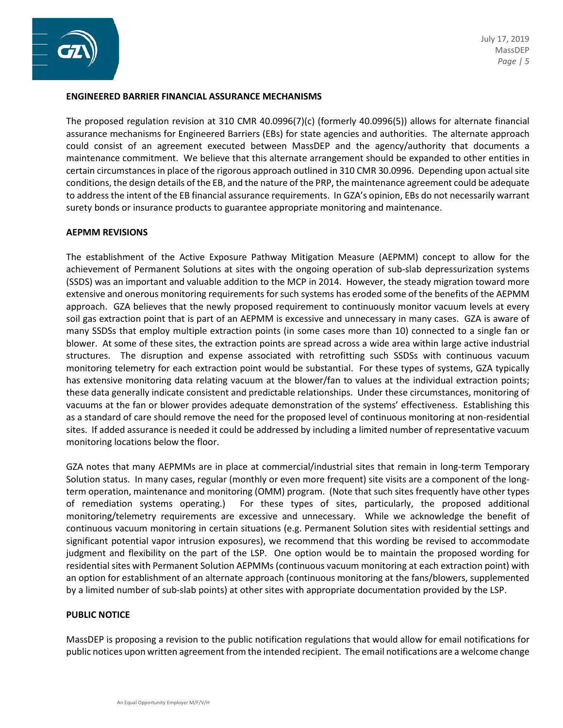## ENGINEERED BARRIER FINANCIAL ASSURANCE MECHANISMS

The proposed regulation revision at 310 CMR 40.0996(7)(c) (formerly 40.0996(5)) allows for alternate financial assurance mechanisms for Engineered Barriers (EBs) for state agencies and authorities. The alternate approach could consist of an agreement executed between MassDEP and the agency/authority that documents a maintenance commitment. We believe that this alternate arrangement should be expanded to other entities in certain circumstances in place of the rigorous approach outlined in 310 CMR 30.0996. Depending upon actual site conditions, the design details of the EB, and the nature of the PRP, the maintenance agreement could be adequate to address the intent of the EB financial assurance requirements. In GZA's opinion, EBs do not necessarily warrant surety bonds or insurance products to guarantee appropriate monitoring and maintenance.

## AEPMM REVISIONS

The establishment of the Active Exposure Pathway Mitigation Measure (AEPMM) concept to allow for the achievement of Permanent Solutions at sites with the ongoing operation of sub-slab depressurization systems (SSDS) was an important and valuable addition to the MCP in 2014. However, the steady migration toward more extensive and onerous monitoring requirements for such systems has eroded some of the benefits of the AEPMM approach. GZA believes that the newly proposed requirement to continuously monitor vacuum levels at every soil gas extraction point that is part of an AEPMM is excessive and unnecessary in many cases. GZA is aware of many SSDSs that employ multiple extraction points (in some cases more than 10) connected to a single fan or blower. At some of these sites, the extraction points are spread across a wide area within large active industrial structures. The disruption and expense associated with retrofitting such SSDSs with continuous vacuum monitoring telemetry for each extraction point would be substantial. For these types of systems, GZA typically has extensive monitoring data relating vacuum at the blower/fan to values at the individual extraction points; these data generally indicate consistent and predictable relationships. Under these circumstances, monitoring of vacuums at the fan or blower provides adequate demonstration of the systems' effectiveness. Establishing this as a standard of care should remove the need for the proposed level of continuous monitoring at non-residential sites. If added assurance is needed it could be addressed by including a limited number of representative vacuum monitoring locations below the floor.

GZA notes that many AEPMMs are in place at commercial/industrial sites that remain in long-term Temporary Solution status. In many cases, regular (monthly or even more frequent) site visits are a component of the long-term operation, maintenance and monitoring (OMM) program. (Note that such sites frequently have other types of remediation systems operating.) For these types of sites, particularly, the proposed additional monitoring/telemetry requirements are excessive and unnecessary. While we acknowledge the benefit of continuous vacuum monitoring in certain situations (e.g. Permanent Solution sites with residential settings and significant potential vapor intrusion exposures), we recommend that this wording be revised to accommodate judgment and flexibility on the part of the LSP. One option would be to maintain the proposed wording for residential sites with Permanent Solution AEPMMs (continuous vacuum monitoring at each extraction point) with an option for establishment of an alternate approach (continuous monitoring at the fans/blowers, supplemented by a limited number of sub-slab points) at other sites with appropriate documentation provided by the LSP.

## PUBLIC NOTICE

MassDEP is proposing a revision to the public notification regulations that would allow for email notifications for public notices upon written agreement from the intended recipient. The email notifications are a welcome change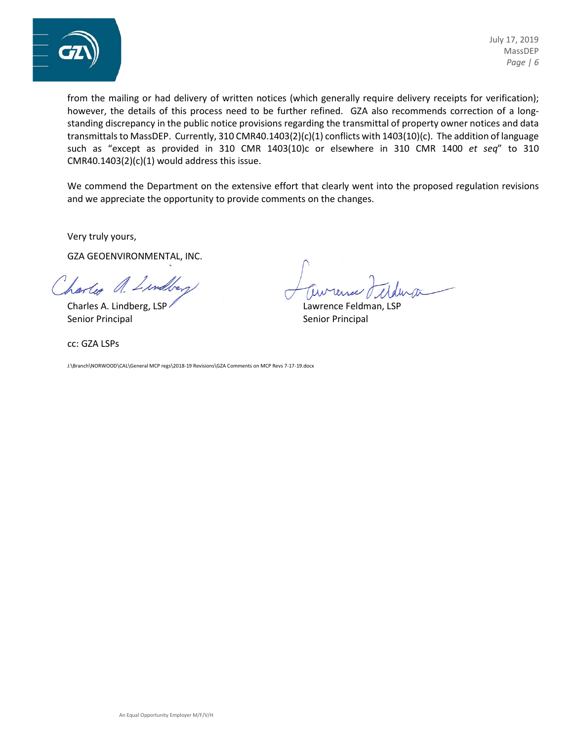from the mailing or had delivery of written notices (which generally require delivery receipts for verification); however, the details of this process need to be further refined. GZA also recommends correction of a long-standing discrepancy in the public notice provisions regarding the transmittal of property owner notices and data transmittals to MassDEP. Currently, 310 CMR40.1403(2)(c)(1) conflicts with 1403(10)(c). The addition of language such as "except as provided in 310 CMR 1403(10)c or elsewhere in 310 CMR 1400 *et seq*" to 310 CMR40.1403(2)(c)(1) would address this issue.

We commend the Department on the extensive effort that clearly went into the proposed regulation revisions and we appreciate the opportunity to provide comments on the changes.

Very truly yours,

GZA GEOENVIRONMENTAL, INC.

Charles A. Lindberg, LSP
Senior Principal

Lawrence Feldman, LSP
Senior Principal

cc: GZA LSPs

J:\Branch\NORWOOD\CAL\General MCP regs\2018-19 Revisions\GZA Comments on MCP Revs 7-17-19.docx

An Equal Opportunity Employer M/F/V/H